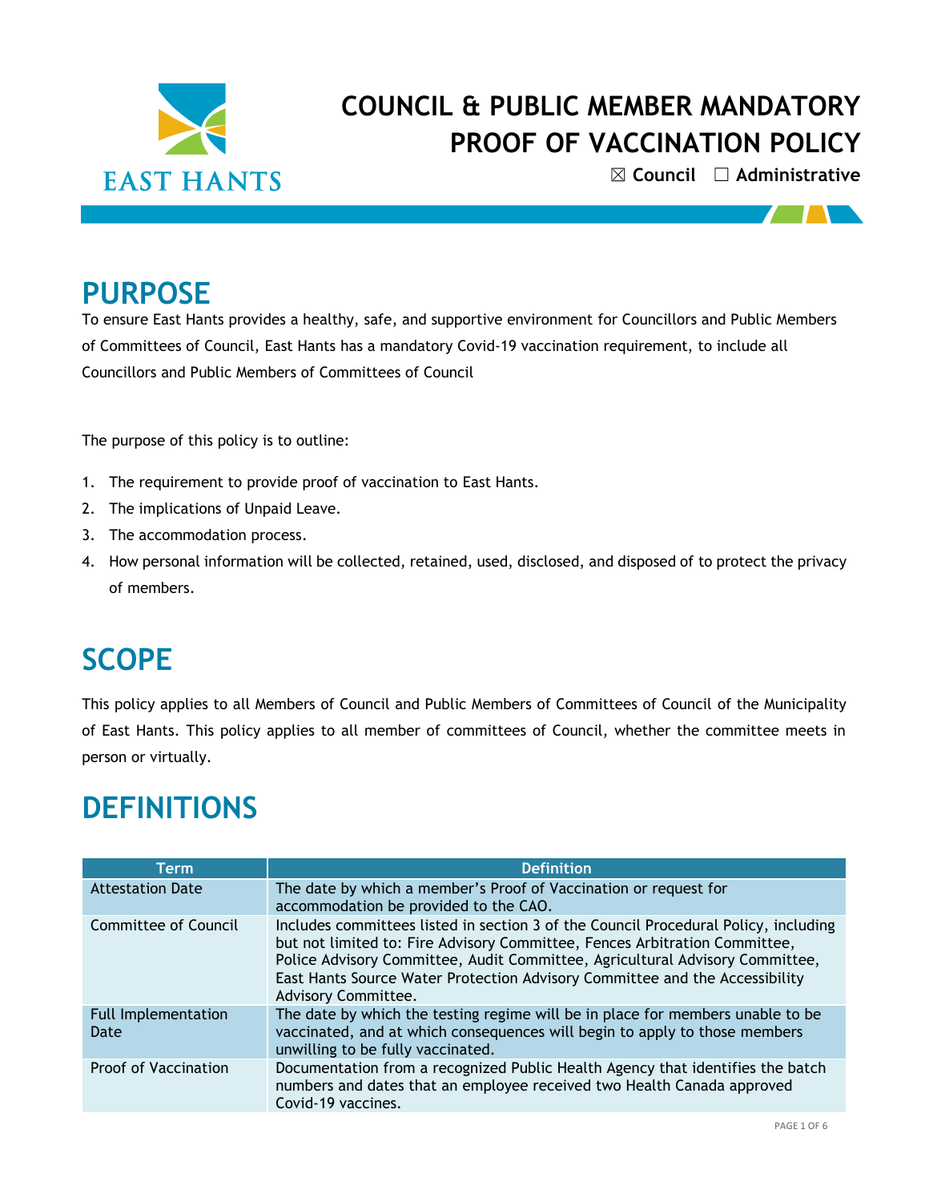# COUNCIL & PUBLIC MEMBER MANDATORY PROOF OF VACCINATION POLICY

☒ **Council** ☐ **Administrative**

## PURPOSE

To ensure East Hants provides a healthy, safe, and supportive environment for Councillors and Public Members of Committees of Council, East Hants has a mandatory Covid-19 vaccination requirement, to include all Councillors and Public Members of Committees of Council

The purpose of this policy is to outline:

1. The requirement to provide proof of vaccination to East Hants.
2. The implications of Unpaid Leave.
3. The accommodation process.
4. How personal information will be collected, retained, used, disclosed, and disposed of to protect the privacy of members.

## SCOPE

This policy applies to all Members of Council and Public Members of Committees of Council of the Municipality of East Hants. This policy applies to all member of committees of Council, whether the committee meets in person or virtually.

## DEFINITIONS

| Term | Definition |
|---|---|
| Attestation Date | The date by which a member's Proof of Vaccination or request for accommodation be provided to the CAO. |
| Committee of Council | Includes committees listed in section 3 of the Council Procedural Policy, including but not limited to: Fire Advisory Committee, Fences Arbitration Committee, Police Advisory Committee, Audit Committee, Agricultural Advisory Committee, East Hants Source Water Protection Advisory Committee and the Accessibility Advisory Committee. |
| Full Implementation Date | The date by which the testing regime will be in place for members unable to be vaccinated, and at which consequences will begin to apply to those members unwilling to be fully vaccinated. |
| Proof of Vaccination | Documentation from a recognized Public Health Agency that identifies the batch numbers and dates that an employee received two Health Canada approved Covid-19 vaccines. |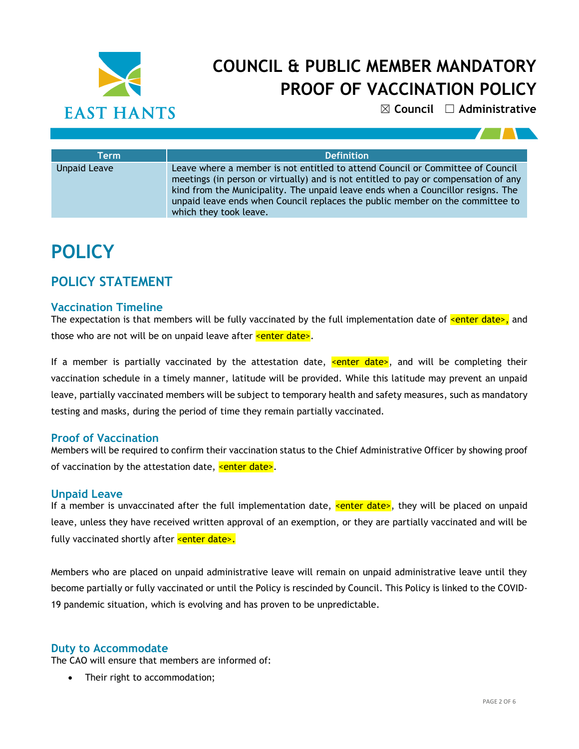| Term | Definition |
| --- | --- |
| Unpaid Leave | Leave where a member is not entitled to attend Council or Committee of Council meetings (in person or virtually) and is not entitled to pay or compensation of any kind from the Municipality. The unpaid leave ends when a Councillor resigns. The unpaid leave ends when Council replaces the public member on the committee to which they took leave. |

# POLICY

## POLICY STATEMENT

### Vaccination Timeline

The expectation is that members will be fully vaccinated by the full implementation date of <enter date>, and those who are not will be on unpaid leave after <enter date>.

If a member is partially vaccinated by the attestation date, <enter date>, and will be completing their vaccination schedule in a timely manner, latitude will be provided. While this latitude may prevent an unpaid leave, partially vaccinated members will be subject to temporary health and safety measures, such as mandatory testing and masks, during the period of time they remain partially vaccinated.

### Proof of Vaccination

Members will be required to confirm their vaccination status to the Chief Administrative Officer by showing proof of vaccination by the attestation date, <enter date>.

### Unpaid Leave

If a member is unvaccinated after the full implementation date, <enter date>, they will be placed on unpaid leave, unless they have received written approval of an exemption, or they are partially vaccinated and will be fully vaccinated shortly after <enter date>.

Members who are placed on unpaid administrative leave will remain on unpaid administrative leave until they become partially or fully vaccinated or until the Policy is rescinded by Council. This Policy is linked to the COVID-19 pandemic situation, which is evolving and has proven to be unpredictable.

### Duty to Accommodate

The CAO will ensure that members are informed of:

- Their right to accommodation;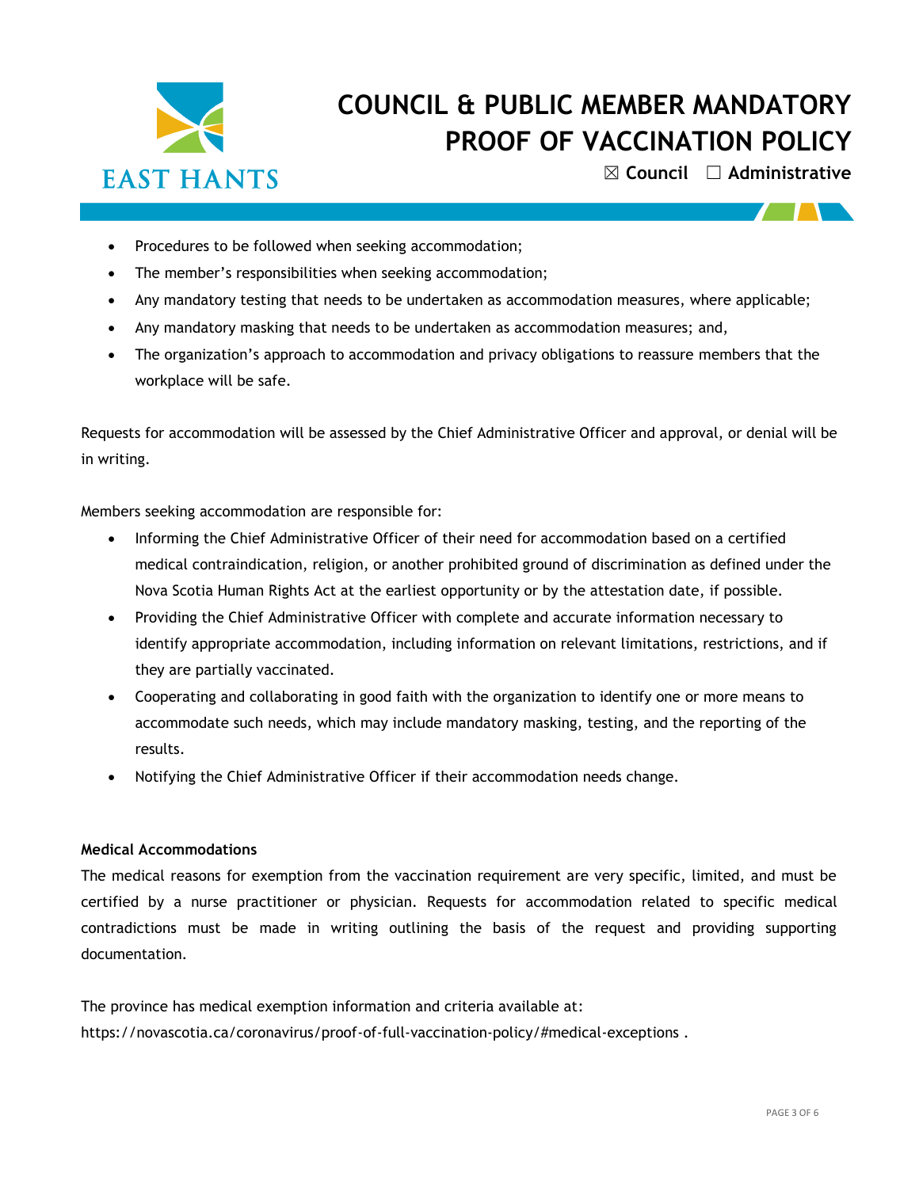- Procedures to be followed when seeking accommodation;
- The member's responsibilities when seeking accommodation;
- Any mandatory testing that needs to be undertaken as accommodation measures, where applicable;
- Any mandatory masking that needs to be undertaken as accommodation measures; and,
- The organization's approach to accommodation and privacy obligations to reassure members that the workplace will be safe.

Requests for accommodation will be assessed by the Chief Administrative Officer and approval, or denial will be in writing.

Members seeking accommodation are responsible for:

- Informing the Chief Administrative Officer of their need for accommodation based on a certified medical contraindication, religion, or another prohibited ground of discrimination as defined under the Nova Scotia Human Rights Act at the earliest opportunity or by the attestation date, if possible.
- Providing the Chief Administrative Officer with complete and accurate information necessary to identify appropriate accommodation, including information on relevant limitations, restrictions, and if they are partially vaccinated.
- Cooperating and collaborating in good faith with the organization to identify one or more means to accommodate such needs, which may include mandatory masking, testing, and the reporting of the results.
- Notifying the Chief Administrative Officer if their accommodation needs change.

**Medical Accommodations**

The medical reasons for exemption from the vaccination requirement are very specific, limited, and must be certified by a nurse practitioner or physician. Requests for accommodation related to specific medical contradictions must be made in writing outlining the basis of the request and providing supporting documentation.

The province has medical exemption information and criteria available at: https://novascotia.ca/coronavirus/proof-of-full-vaccination-policy/#medical-exceptions .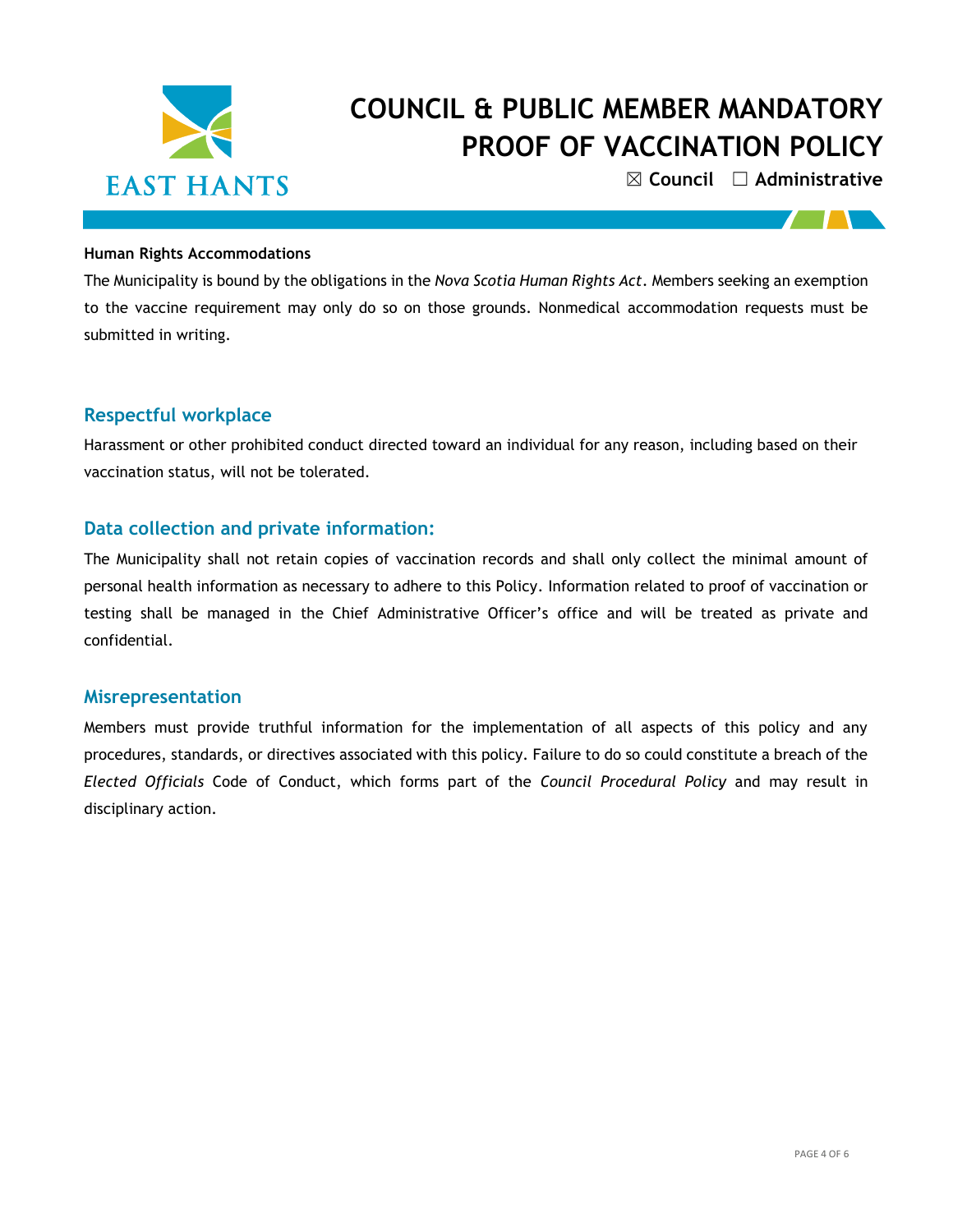**Human Rights Accommodations**

The Municipality is bound by the obligations in the *Nova Scotia Human Rights Act*. Members seeking an exemption to the vaccine requirement may only do so on those grounds. Nonmedical accommodation requests must be submitted in writing.

## Respectful workplace

Harassment or other prohibited conduct directed toward an individual for any reason, including based on their vaccination status, will not be tolerated.

## Data collection and private information:

The Municipality shall not retain copies of vaccination records and shall only collect the minimal amount of personal health information as necessary to adhere to this Policy. Information related to proof of vaccination or testing shall be managed in the Chief Administrative Officer's office and will be treated as private and confidential.

## Misrepresentation

Members must provide truthful information for the implementation of all aspects of this policy and any procedures, standards, or directives associated with this policy. Failure to do so could constitute a breach of the *Elected Officials* Code of Conduct, which forms part of the *Council Procedural Policy* and may result in disciplinary action.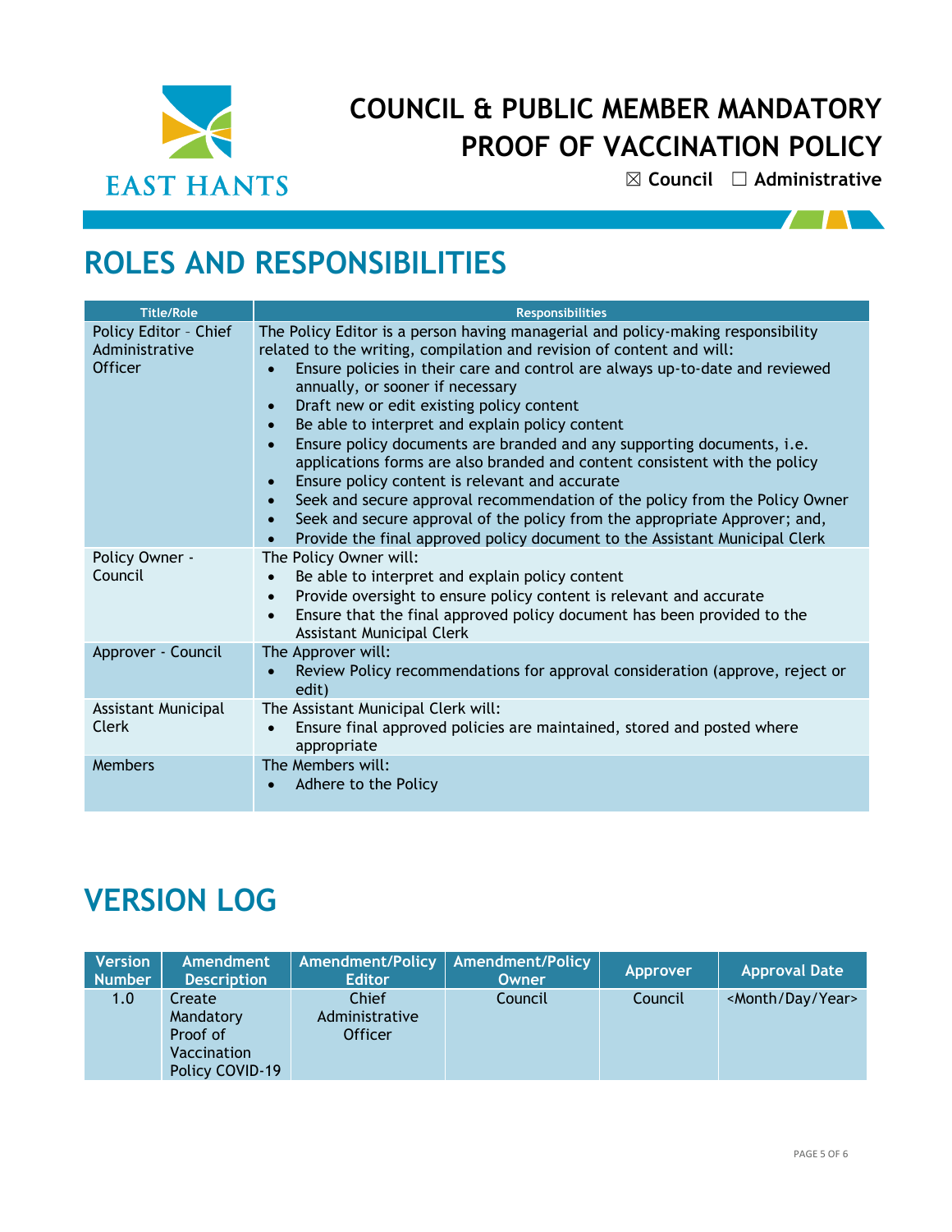# COUNCIL & PUBLIC MEMBER MANDATORY PROOF OF VACCINATION POLICY

☒ Council ☐ Administrative

## ROLES AND RESPONSIBILITIES

| Title/Role | Responsibilities |
|---|---|
| Policy Editor – Chief Administrative Officer | The Policy Editor is a person having managerial and policy-making responsibility related to the writing, compilation and revision of content and will:<br>• Ensure policies in their care and control are always up-to-date and reviewed annually, or sooner if necessary<br>• Draft new or edit existing policy content<br>• Be able to interpret and explain policy content<br>• Ensure policy documents are branded and any supporting documents, i.e. applications forms are also branded and content consistent with the policy<br>• Ensure policy content is relevant and accurate<br>• Seek and secure approval recommendation of the policy from the Policy Owner<br>• Seek and secure approval of the policy from the appropriate Approver; and,<br>• Provide the final approved policy document to the Assistant Municipal Clerk |
| Policy Owner - Council | The Policy Owner will:<br>• Be able to interpret and explain policy content<br>• Provide oversight to ensure policy content is relevant and accurate<br>• Ensure that the final approved policy document has been provided to the Assistant Municipal Clerk |
| Approver - Council | The Approver will:<br>• Review Policy recommendations for approval consideration (approve, reject or edit) |
| Assistant Municipal Clerk | The Assistant Municipal Clerk will:<br>• Ensure final approved policies are maintained, stored and posted where appropriate |
| Members | The Members will:<br>• Adhere to the Policy |

## VERSION LOG

| Version Number | Amendment Description | Amendment/Policy Editor | Amendment/Policy Owner | Approver | Approval Date |
|---|---|---|---|---|---|
| 1.0 | Create Mandatory Proof of Vaccination Policy COVID-19 | Chief Administrative Officer | Council | Council | <Month/Day/Year> |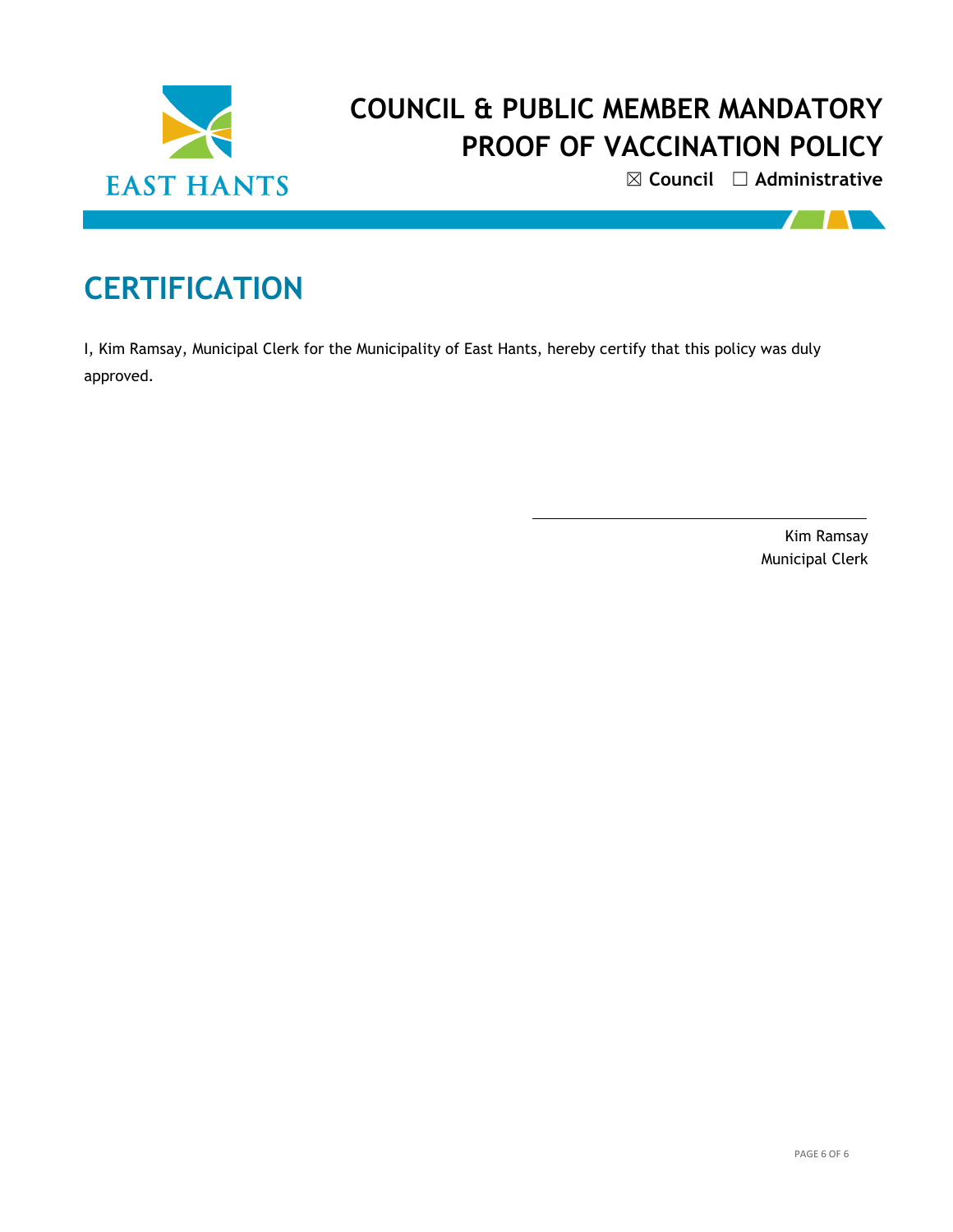# CERTIFICATION

I, Kim Ramsay, Municipal Clerk for the Municipality of East Hants, hereby certify that this policy was duly approved.

\_\_\_\_\_\_\_\_\_\_\_\_\_\_\_\_\_\_\_\_\_\_\_\_\_\_\_\_\_\_\_\_\_\_\_\_

Kim Ramsay
Municipal Clerk